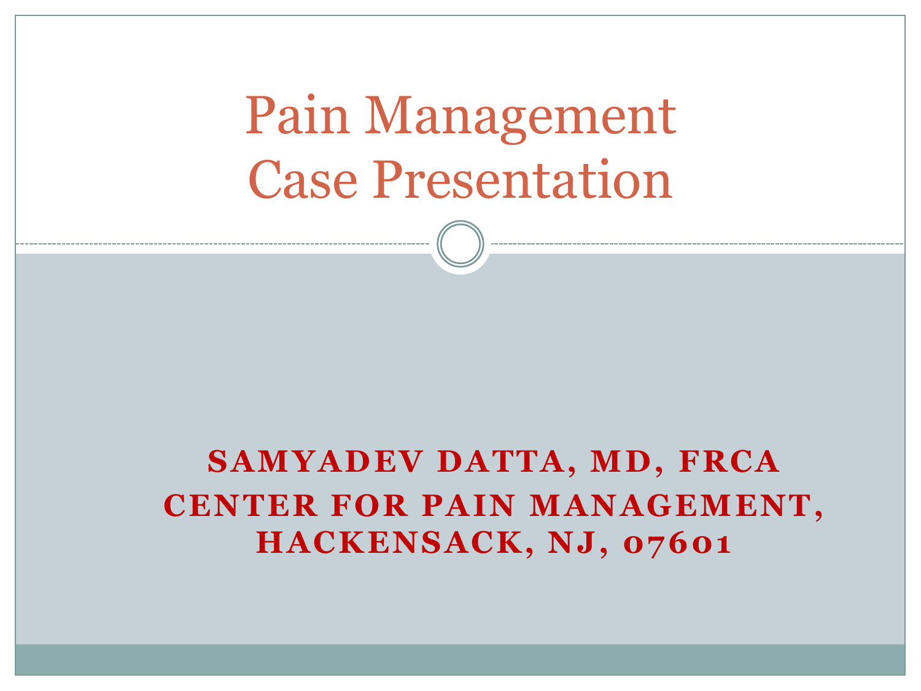# Pain Management Case Presentation

**SAMYADEV DATTA, MD, FRCA**

**CENTER FOR PAIN MANAGEMENT, HACKENSACK, NJ, 07601**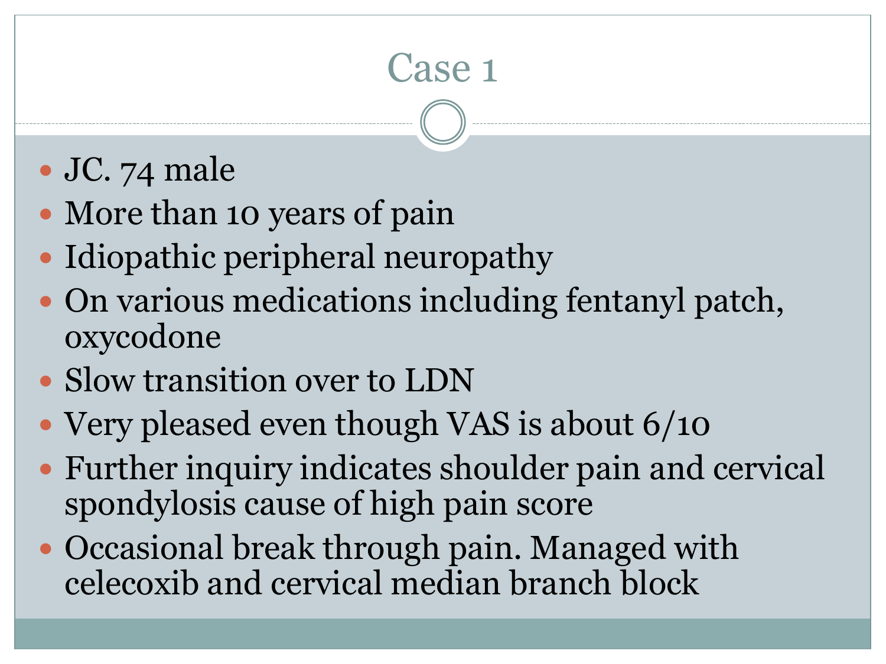# Case 1

- JC. 74 male
- More than 10 years of pain
- Idiopathic peripheral neuropathy
- On various medications including fentanyl patch, oxycodone
- Slow transition over to LDN
- Very pleased even though VAS is about 6/10
- Further inquiry indicates shoulder pain and cervical spondylosis cause of high pain score
- Occasional break through pain. Managed with celecoxib and cervical median branch block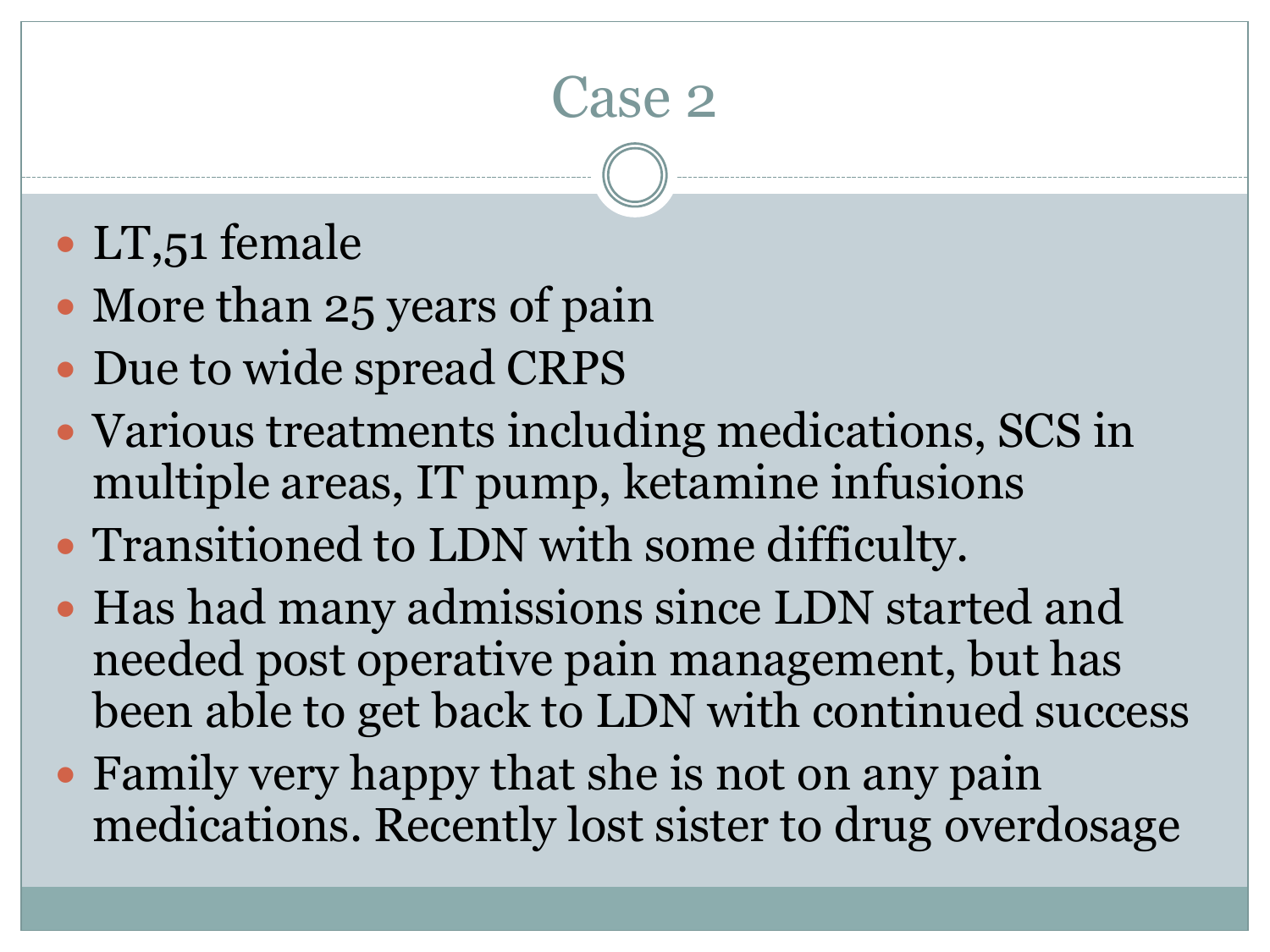# Case 2

- LT,51 female
- More than 25 years of pain
- Due to wide spread CRPS
- Various treatments including medications, SCS in multiple areas, IT pump, ketamine infusions
- Transitioned to LDN with some difficulty.
- Has had many admissions since LDN started and needed post operative pain management, but has been able to get back to LDN with continued success
- Family very happy that she is not on any pain medications. Recently lost sister to drug overdosage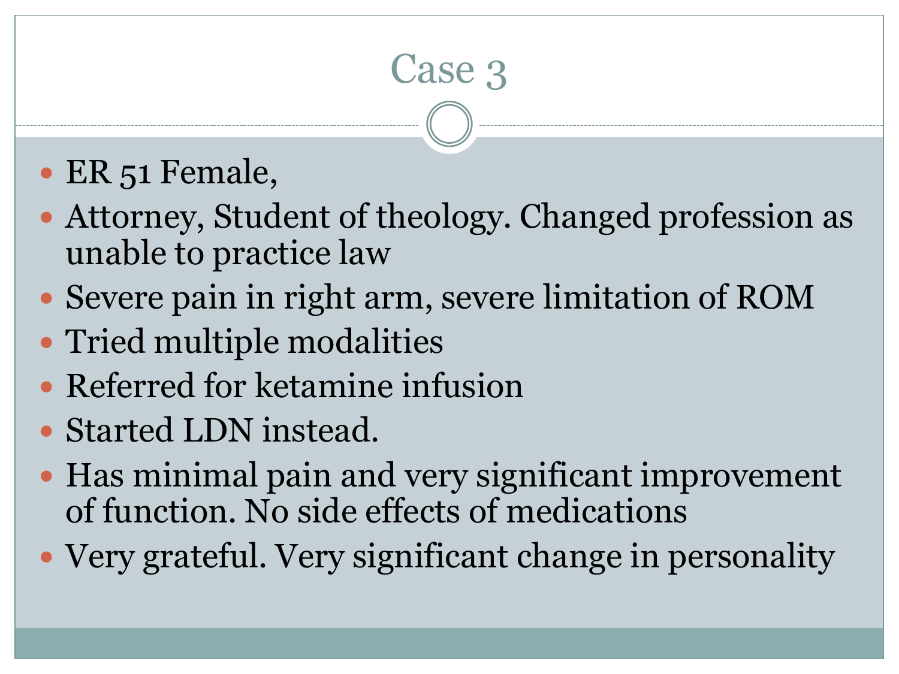# Case 3

- ER 51 Female,
- Attorney, Student of theology. Changed profession as unable to practice law
- Severe pain in right arm, severe limitation of ROM
- Tried multiple modalities
- Referred for ketamine infusion
- Started LDN instead.
- Has minimal pain and very significant improvement of function. No side effects of medications
- Very grateful. Very significant change in personality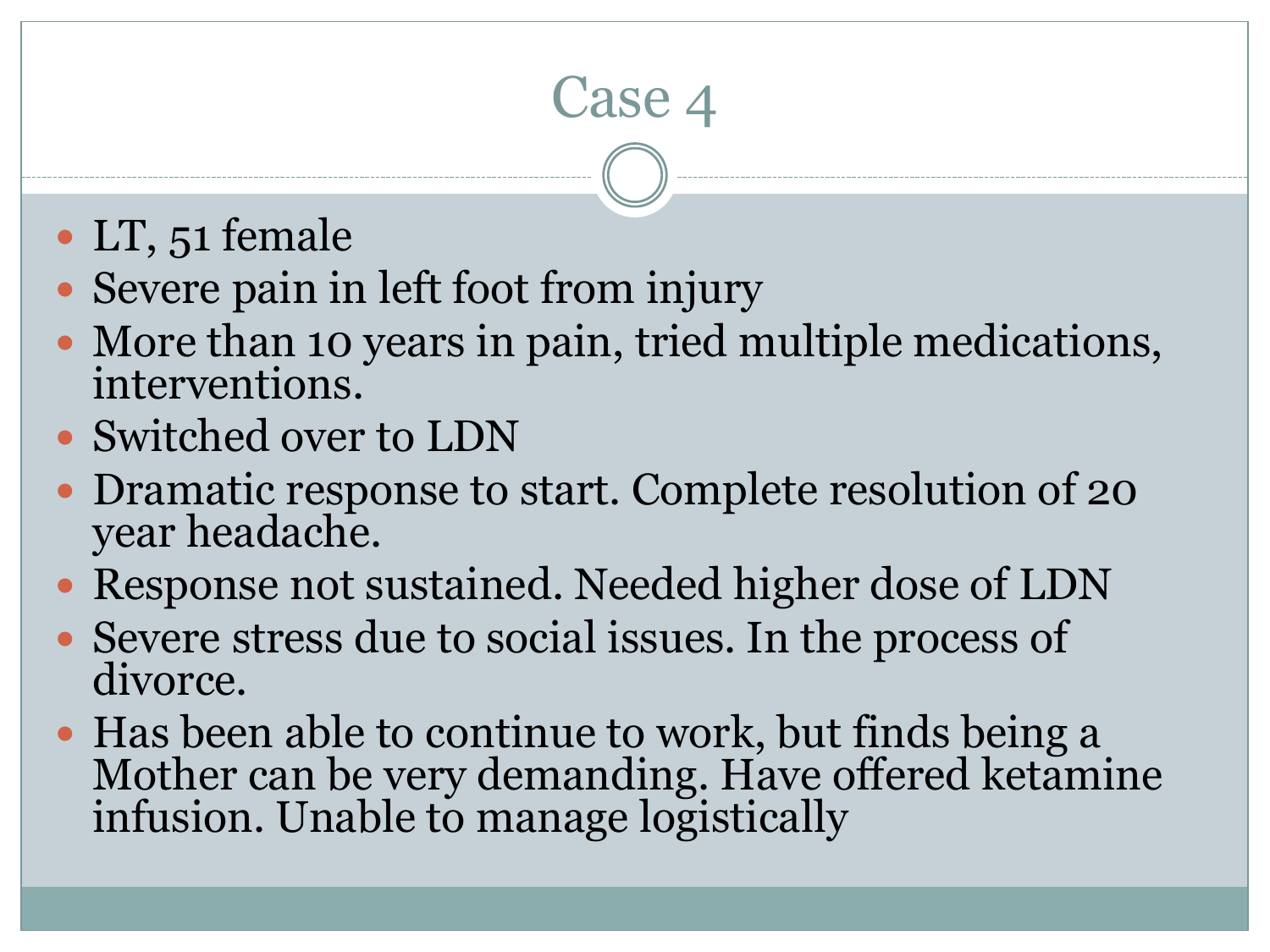# Case 4

- LT, 51 female
- Severe pain in left foot from injury
- More than 10 years in pain, tried multiple medications, interventions.
- Switched over to LDN
- Dramatic response to start. Complete resolution of 20 year headache.
- Response not sustained. Needed higher dose of LDN
- Severe stress due to social issues. In the process of divorce.
- Has been able to continue to work, but finds being a Mother can be very demanding. Have offered ketamine infusion. Unable to manage logistically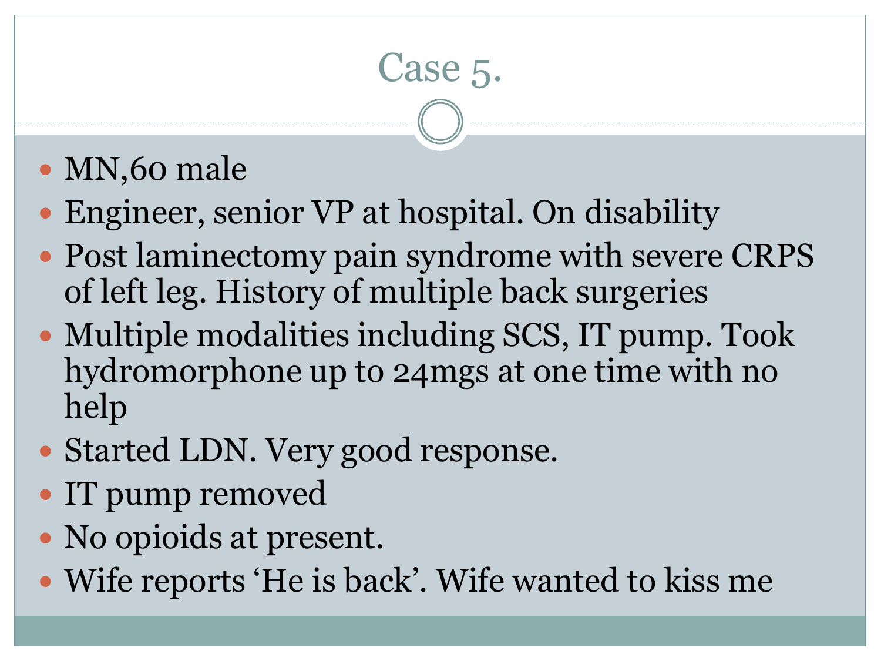# Case 5.

- MN,60 male
- Engineer, senior VP at hospital. On disability
- Post laminectomy pain syndrome with severe CRPS of left leg. History of multiple back surgeries
- Multiple modalities including SCS, IT pump. Took hydromorphone up to 24mgs at one time with no help
- Started LDN. Very good response.
- IT pump removed
- No opioids at present.
- Wife reports 'He is back'. Wife wanted to kiss me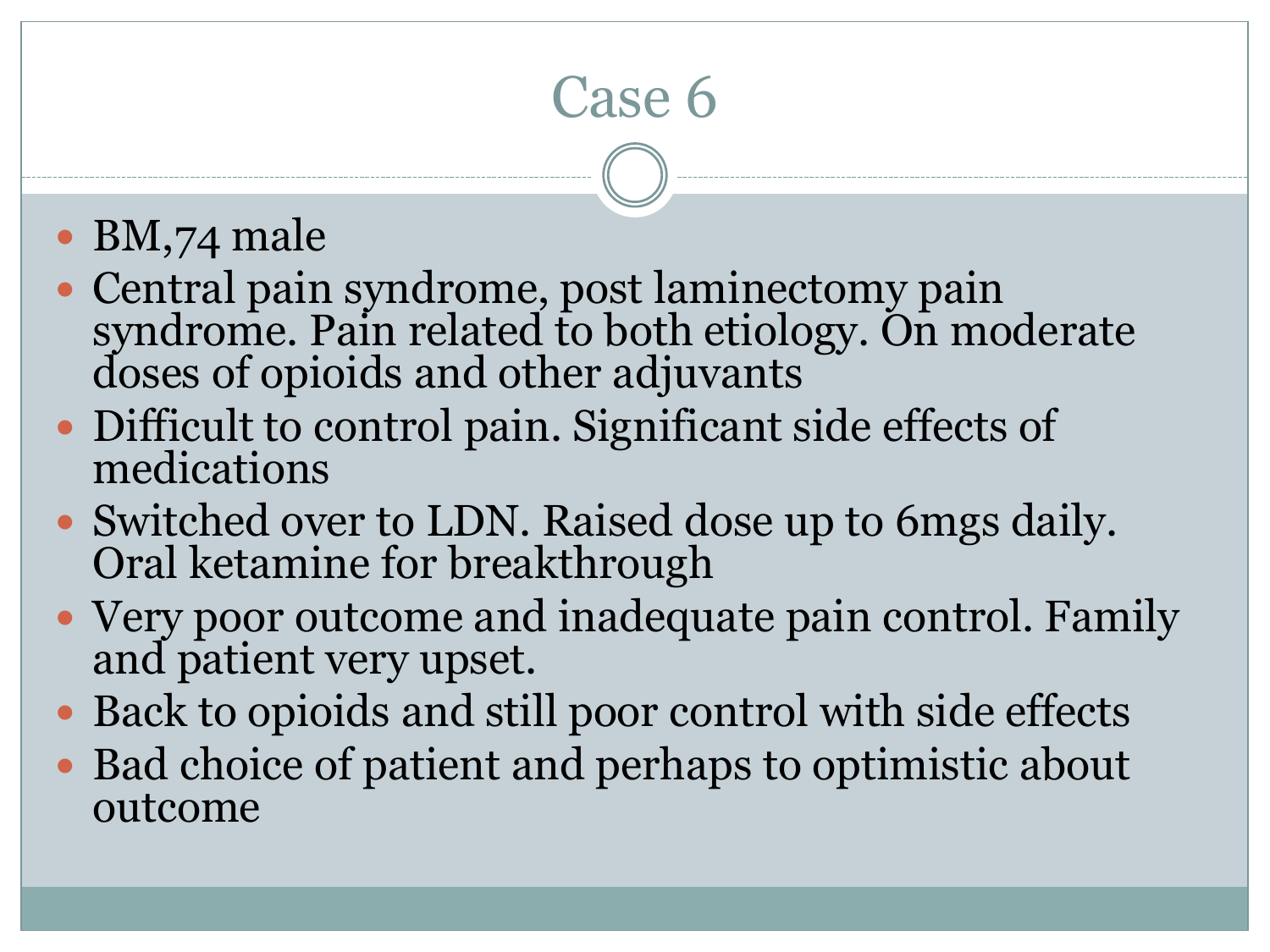# Case 6

- BM,74 male
- Central pain syndrome, post laminectomy pain syndrome. Pain related to both etiology. On moderate doses of opioids and other adjuvants
- Difficult to control pain. Significant side effects of medications
- Switched over to LDN. Raised dose up to 6mgs daily. Oral ketamine for breakthrough
- Very poor outcome and inadequate pain control. Family and patient very upset.
- Back to opioids and still poor control with side effects
- Bad choice of patient and perhaps to optimistic about outcome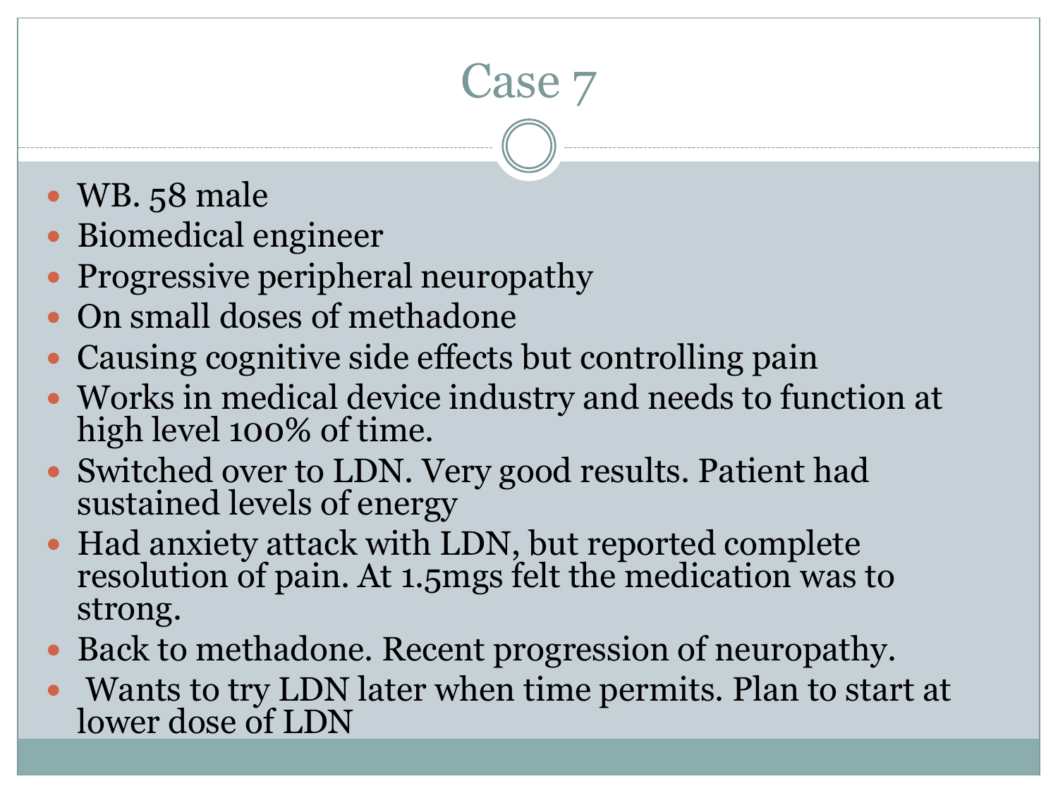# Case 7

- WB. 58 male
- Biomedical engineer
- Progressive peripheral neuropathy
- On small doses of methadone
- Causing cognitive side effects but controlling pain
- Works in medical device industry and needs to function at high level 100% of time.
- Switched over to LDN. Very good results. Patient had sustained levels of energy
- Had anxiety attack with LDN, but reported complete resolution of pain. At 1.5mgs felt the medication was to strong.
- Back to methadone. Recent progression of neuropathy.
- Wants to try LDN later when time permits. Plan to start at lower dose of LDN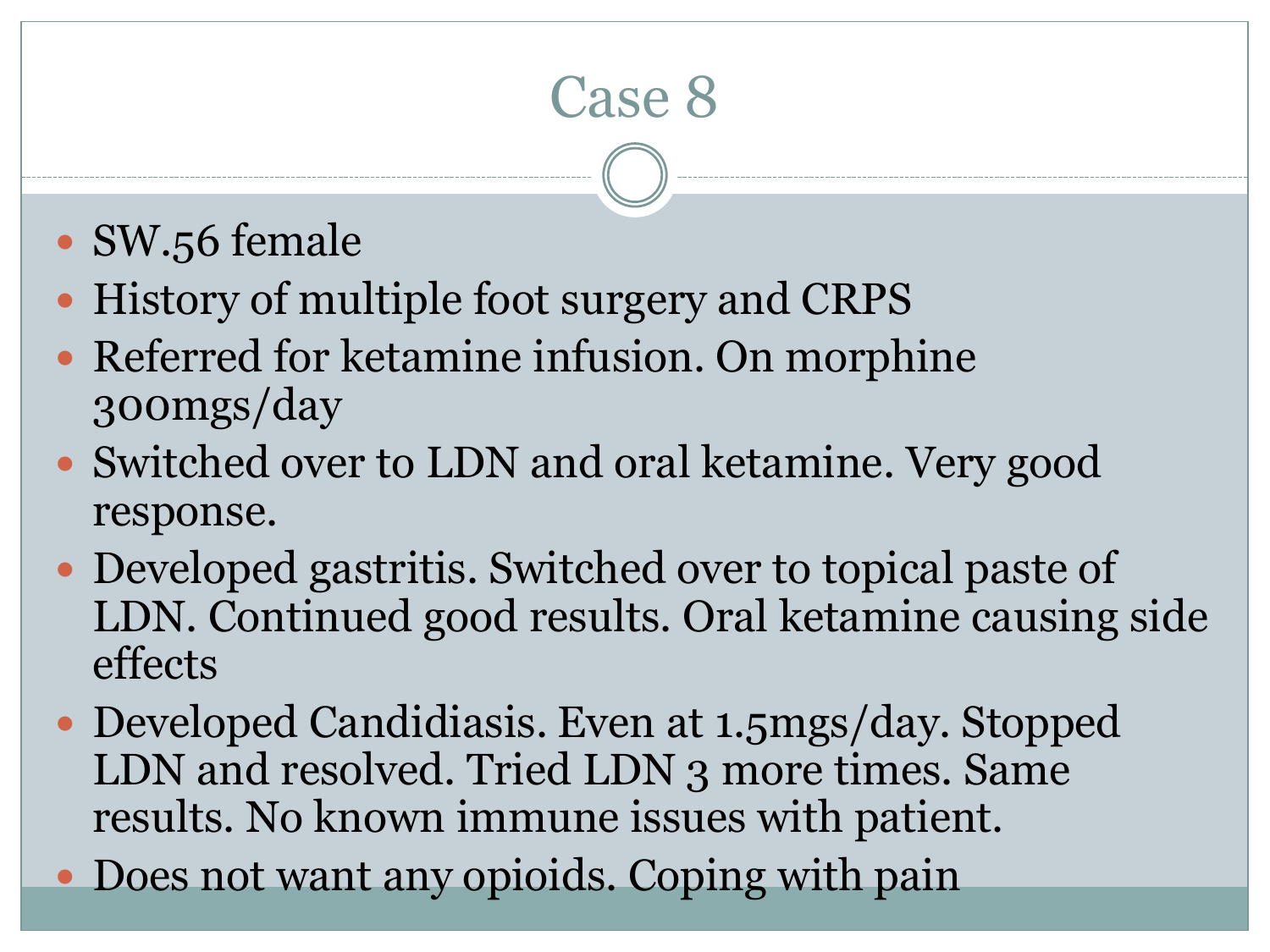# Case 8

- SW.56 female
- History of multiple foot surgery and CRPS
- Referred for ketamine infusion. On morphine 300mgs/day
- Switched over to LDN and oral ketamine. Very good response.
- Developed gastritis. Switched over to topical paste of LDN. Continued good results. Oral ketamine causing side effects
- Developed Candidiasis. Even at 1.5mgs/day. Stopped LDN and resolved. Tried LDN 3 more times. Same results. No known immune issues with patient.
- Does not want any opioids. Coping with pain